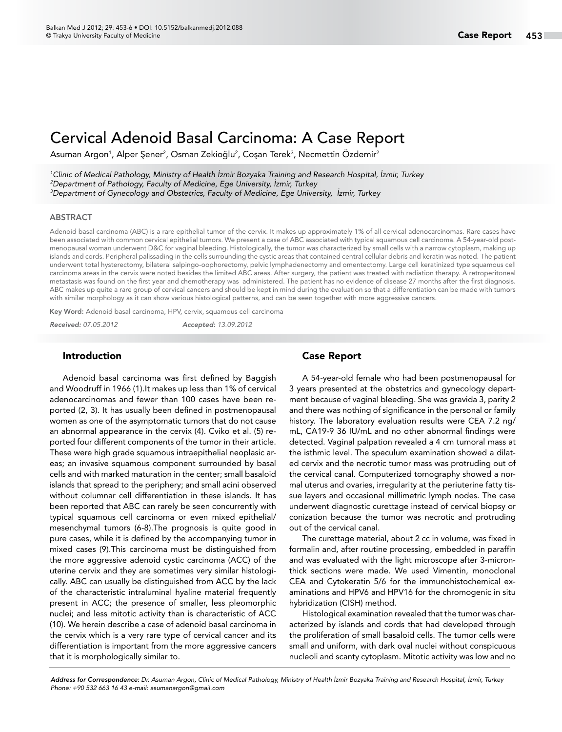# Cervical Adenoid Basal Carcinoma: A Case Report

Asuman Argon[1], Alper Şener[2], Osman Zekioğlu[2], Coşan Terek[3], Necmettin Özdemir[2]

[1]*Clinic of Medical Pathology, Ministry of Health İzmir Bozyaka Training and Research Hospital, İzmir, Turkey*
[2]*Department of Pathology, Faculty of Medicine, Ege University, İzmir, Turkey*
[3]*Department of Gynecology and Obstetrics, Faculty of Medicine, Ege University, İzmir, Turkey*

## ABSTRACT

Adenoid basal carcinoma (ABC) is a rare epithelial tumor of the cervix. It makes up approximately 1% of all cervical adenocarcinomas. Rare cases have been associated with common cervical epithelial tumors. We present a case of ABC associated with typical squamous cell carcinoma. A 54-year-old post-menopausal woman underwent D&C for vaginal bleeding. Histologically, the tumor was characterized by small cells with a narrow cytoplasm, making up islands and cords. Peripheral palissading in the cells surrounding the cystic areas that contained central cellular debris and keratin was noted. The patient underwent total hysterectomy, bilateral salpingo-oophorectomy, pelvic lymphadenectomy and omentectomy. Large cell keratinized type squamous cell carcinoma areas in the cervix were noted besides the limited ABC areas. After surgery, the patient was treated with radiation therapy. A retroperitoneal metastasis was found on the first year and chemotherapy was administered. The patient has no evidence of disease 27 months after the first diagnosis. ABC makes up quite a rare group of cervical cancers and should be kept in mind during the evaluation so that a differentiation can be made with tumors with similar morphology as it can show various histological patterns, and can be seen together with more aggressive cancers.

**Key Word:** Adenoid basal carcinoma, HPV, cervix, squamous cell carcinoma

*Received:* 07.05.2012 *Accepted:* 13.09.2012

## Introduction

Adenoid basal carcinoma was first defined by Baggish and Woodruff in 1966 (1).It makes up less than 1% of cervical adenocarcinomas and fewer than 100 cases have been reported (2, 3). It has usually been defined in postmenopausal women as one of the asymptomatic tumors that do not cause an abnormal appearance in the cervix (4). Cviko et al. (5) reported four different components of the tumor in their article. These were high grade squamous intraepithelial neoplasic areas; an invasive squamous component surrounded by basal cells and with marked maturation in the center; small basaloid islands that spread to the periphery; and small acini observed without columnar cell differentiation in these islands. It has been reported that ABC can rarely be seen concurrently with typical squamous cell carcinoma or even mixed epithelial/mesenchymal tumors (6-8).The prognosis is quite good in pure cases, while it is defined by the accompanying tumor in mixed cases (9).This carcinoma must be distinguished from the more aggressive adenoid cystic carcinoma (ACC) of the uterine cervix and they are sometimes very similar histologically. ABC can usually be distinguished from ACC by the lack of the characteristic intraluminal hyaline material frequently present in ACC; the presence of smaller, less pleomorphic nuclei; and less mitotic activity than is characteristic of ACC (10). We herein describe a case of adenoid basal carcinoma in the cervix which is a very rare type of cervical cancer and its differentiation is important from the more aggressive cancers that it is morphologically similar to.

## Case Report

A 54-year-old female who had been postmenopausal for 3 years presented at the obstetrics and gynecology department because of vaginal bleeding. She was gravida 3, parity 2 and there was nothing of significance in the personal or family history. The laboratory evaluation results were CEA 7.2 ng/mL, CA19-9 36 IU/mL and no other abnormal findings were detected. Vaginal palpation revealed a 4 cm tumoral mass at the isthmic level. The speculum examination showed a dilated cervix and the necrotic tumor mass was protruding out of the cervical canal. Computerized tomography showed a normal uterus and ovaries, irregularity at the periuterine fatty tissue layers and occasional millimetric lymph nodes. The case underwent diagnostic curettage instead of cervical biopsy or conization because the tumor was necrotic and protruding out of the cervical canal.

The curettage material, about 2 cc in volume, was fixed in formalin and, after routine processing, embedded in paraffin and was evaluated with the light microscope after 3-micron-thick sections were made. We used Vimentin, monoclonal CEA and Cytokeratin 5/6 for the immunohistochemical examinations and HPV6 and HPV16 for the chromogenic in situ hybridization (CISH) method.

Histological examination revealed that the tumor was characterized by islands and cords that had developed through the proliferation of small basaloid cells. The tumor cells were small and uniform, with dark oval nuclei without conspicuous nucleoli and scanty cytoplasm. Mitotic activity was low and no

*Address for Correspondence:* Dr. Asuman Argon, Clinic of Medical Pathology, Ministry of Health İzmir Bozyaka Training and Research Hospital, İzmir, Turkey Phone: +90 532 663 16 43 e-mail: asumanargon@gmail.com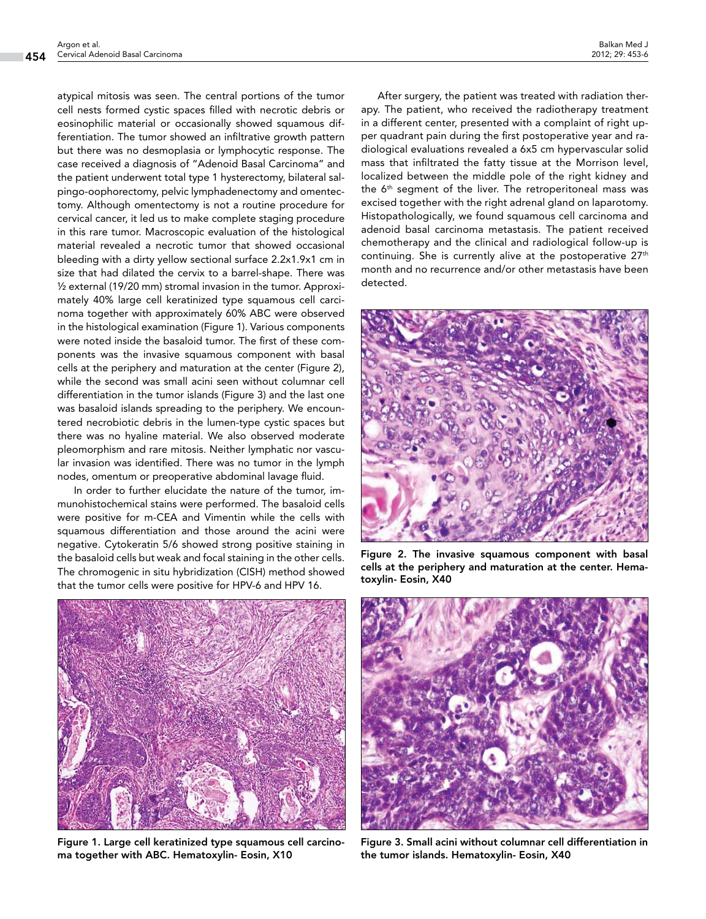atypical mitosis was seen. The central portions of the tumor cell nests formed cystic spaces filled with necrotic debris or eosinophilic material or occasionally showed squamous differentiation. The tumor showed an infiltrative growth pattern but there was no desmoplasia or lymphocytic response. The case received a diagnosis of "Adenoid Basal Carcinoma" and the patient underwent total type 1 hysterectomy, bilateral salpingo-oophorectomy, pelvic lymphadenectomy and omentectomy. Although omentectomy is not a routine procedure for cervical cancer, it led us to make complete staging procedure in this rare tumor. Macroscopic evaluation of the histological material revealed a necrotic tumor that showed occasional bleeding with a dirty yellow sectional surface 2.2x1.9x1 cm in size that had dilated the cervix to a barrel-shape. There was ½ external (19/20 mm) stromal invasion in the tumor. Approximately 40% large cell keratinized type squamous cell carcinoma together with approximately 60% ABC were observed in the histological examination (Figure 1). Various components were noted inside the basaloid tumor. The first of these components was the invasive squamous component with basal cells at the periphery and maturation at the center (Figure 2), while the second was small acini seen without columnar cell differentiation in the tumor islands (Figure 3) and the last one was basaloid islands spreading to the periphery. We encountered necrobiotic debris in the lumen-type cystic spaces but there was no hyaline material. We also observed moderate pleomorphism and rare mitosis. Neither lymphatic nor vascular invasion was identified. There was no tumor in the lymph nodes, omentum or preoperative abdominal lavage fluid.

In order to further elucidate the nature of the tumor, immunohistochemical stains were performed. The basaloid cells were positive for m-CEA and Vimentin while the cells with squamous differentiation and those around the acini were negative. Cytokeratin 5/6 showed strong positive staining in the basaloid cells but weak and focal staining in the other cells. The chromogenic in situ hybridization (CISH) method showed that the tumor cells were positive for HPV-6 and HPV 16.

**Figure 1. Large cell keratinized type squamous cell carcinoma together with ABC. Hematoxylin- Eosin, X10**

After surgery, the patient was treated with radiation therapy. The patient, who received the radiotherapy treatment in a different center, presented with a complaint of right upper quadrant pain during the first postoperative year and radiological evaluations revealed a 6x5 cm hypervascular solid mass that infiltrated the fatty tissue at the Morrison level, localized between the middle pole of the right kidney and the 6th segment of the liver. The retroperitoneal mass was excised together with the right adrenal gland on laparotomy. Histopathologically, we found squamous cell carcinoma and adenoid basal carcinoma metastasis. The patient received chemotherapy and the clinical and radiological follow-up is continuing. She is currently alive at the postoperative 27th month and no recurrence and/or other metastasis have been detected.

**Figure 2. The invasive squamous component with basal cells at the periphery and maturation at the center. Hematoxylin- Eosin, X40**

**Figure 3. Small acini without columnar cell differentiation in the tumor islands. Hematoxylin- Eosin, X40**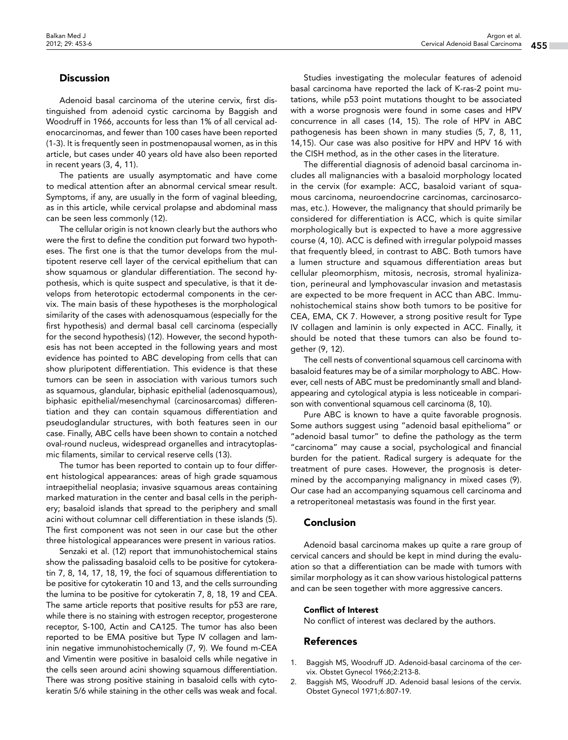## Discussion

Adenoid basal carcinoma of the uterine cervix, first distinguished from adenoid cystic carcinoma by Baggish and Woodruff in 1966, accounts for less than 1% of all cervical adenocarcinomas, and fewer than 100 cases have been reported (1-3). It is frequently seen in postmenopausal women, as in this article, but cases under 40 years old have also been reported in recent years (3, 4, 11).

The patients are usually asymptomatic and have come to medical attention after an abnormal cervical smear result. Symptoms, if any, are usually in the form of vaginal bleeding, as in this article, while cervical prolapse and abdominal mass can be seen less commonly (12).

The cellular origin is not known clearly but the authors who were the first to define the condition put forward two hypotheses. The first one is that the tumor develops from the multipotent reserve cell layer of the cervical epithelium that can show squamous or glandular differentiation. The second hypothesis, which is quite suspect and speculative, is that it develops from heterotopic ectodermal components in the cervix. The main basis of these hypotheses is the morphological similarity of the cases with adenosquamous (especially for the first hypothesis) and dermal basal cell carcinoma (especially for the second hypothesis) (12). However, the second hypothesis has not been accepted in the following years and most evidence has pointed to ABC developing from cells that can show pluripotent differentiation. This evidence is that these tumors can be seen in association with various tumors such as squamous, glandular, biphasic epithelial (adenosquamous), biphasic epithelial/mesenchymal (carcinosarcomas) differentiation and they can contain squamous differentiation and pseudoglandular structures, with both features seen in our case. Finally, ABC cells have been shown to contain a notched oval-round nucleus, widespread organelles and intracytoplasmic filaments, similar to cervical reserve cells (13).

The tumor has been reported to contain up to four different histological appearances: areas of high grade squamous intraepithelial neoplasia; invasive squamous areas containing marked maturation in the center and basal cells in the periphery; basaloid islands that spread to the periphery and small acini without columnar cell differentiation in these islands (5). The first component was not seen in our case but the other three histological appearances were present in various ratios.

Senzaki et al. (12) report that immunohistochemical stains show the palissading basaloid cells to be positive for cytokeratin 7, 8, 14, 17, 18, 19, the foci of squamous differentiation to be positive for cytokeratin 10 and 13, and the cells surrounding the lumina to be positive for cytokeratin 7, 8, 18, 19 and CEA. The same article reports that positive results for p53 are rare, while there is no staining with estrogen receptor, progesterone receptor, S-100, Actin and CA125. The tumor has also been reported to be EMA positive but Type IV collagen and laminin negative immunohistochemically (7, 9). We found m-CEA and Vimentin were positive in basaloid cells while negative in the cells seen around acini showing squamous differentiation. There was strong positive staining in basaloid cells with cytokeratin 5/6 while staining in the other cells was weak and focal.

Studies investigating the molecular features of adenoid basal carcinoma have reported the lack of K-ras-2 point mutations, while p53 point mutations thought to be associated with a worse prognosis were found in some cases and HPV concurrence in all cases (14, 15). The role of HPV in ABC pathogenesis has been shown in many studies (5, 7, 8, 11, 14,15). Our case was also positive for HPV and HPV 16 with the CISH method, as in the other cases in the literature.

The differential diagnosis of adenoid basal carcinoma includes all malignancies with a basaloid morphology located in the cervix (for example: ACC, basaloid variant of squamous carcinoma, neuroendocrine carcinomas, carcinosarcomas, etc.). However, the malignancy that should primarily be considered for differentiation is ACC, which is quite similar morphologically but is expected to have a more aggressive course (4, 10). ACC is defined with irregular polypoid masses that frequently bleed, in contrast to ABC. Both tumors have a lumen structure and squamous differentiation areas but cellular pleomorphism, mitosis, necrosis, stromal hyalinization, perineural and lymphovascular invasion and metastasis are expected to be more frequent in ACC than ABC. Immunohistochemical stains show both tumors to be positive for CEA, EMA, CK 7. However, a strong positive result for Type IV collagen and laminin is only expected in ACC. Finally, it should be noted that these tumors can also be found together (9, 12).

The cell nests of conventional squamous cell carcinoma with basaloid features may be of a similar morphology to ABC. However, cell nests of ABC must be predominantly small and bland-appearing and cytological atypia is less noticeable in comparison with conventional squamous cell carcinoma (8, 10).

Pure ABC is known to have a quite favorable prognosis. Some authors suggest using "adenoid basal epithelioma" or "adenoid basal tumor" to define the pathology as the term "carcinoma" may cause a social, psychological and financial burden for the patient. Radical surgery is adequate for the treatment of pure cases. However, the prognosis is determined by the accompanying malignancy in mixed cases (9). Our case had an accompanying squamous cell carcinoma and a retroperitoneal metastasis was found in the first year.

## Conclusion

Adenoid basal carcinoma makes up quite a rare group of cervical cancers and should be kept in mind during the evaluation so that a differentiation can be made with tumors with similar morphology as it can show various histological patterns and can be seen together with more aggressive cancers.

### Conflict of Interest

No conflict of interest was declared by the authors.

## References

1. Baggish MS, Woodruff JD. Adenoid-basal carcinoma of the cervix. Obstet Gynecol 1966;2:213-8.
2. Baggish MS, Woodruff JD. Adenoid basal lesions of the cervix. Obstet Gynecol 1971;6:807-19.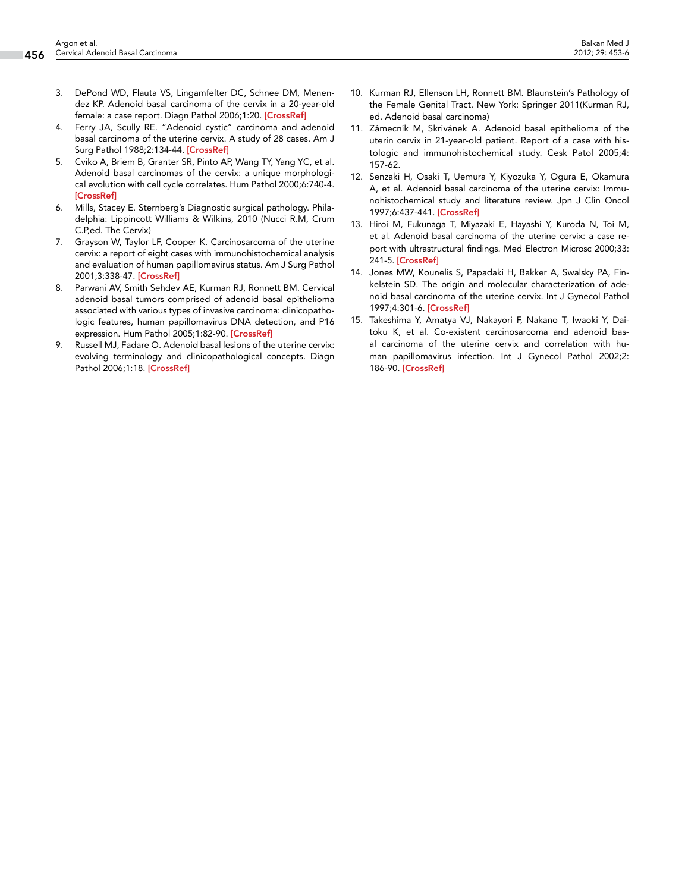3. DePond WD, Flauta VS, Lingamfelter DC, Schnee DM, Menendez KP. Adenoid basal carcinoma of the cervix in a 20-year-old female: a case report. Diagn Pathol 2006;1:20. [CrossRef]
4. Ferry JA, Scully RE. "Adenoid cystic" carcinoma and adenoid basal carcinoma of the uterine cervix. A study of 28 cases. Am J Surg Pathol 1988;2:134-44. [CrossRef]
5. Cviko A, Briem B, Granter SR, Pinto AP, Wang TY, Yang YC, et al. Adenoid basal carcinomas of the cervix: a unique morphological evolution with cell cycle correlates. Hum Pathol 2000;6:740-4. [CrossRef]
6. Mills, Stacey E. Sternberg's Diagnostic surgical pathology. Philadelphia: Lippincott Williams & Wilkins, 2010 (Nucci R.M, Crum C.P,ed. The Cervix)
7. Grayson W, Taylor LF, Cooper K. Carcinosarcoma of the uterine cervix: a report of eight cases with immunohistochemical analysis and evaluation of human papillomavirus status. Am J Surg Pathol 2001;3:338-47. [CrossRef]
8. Parwani AV, Smith Sehdev AE, Kurman RJ, Ronnett BM. Cervical adenoid basal tumors comprised of adenoid basal epithelioma associated with various types of invasive carcinoma: clinicopathologic features, human papillomavirus DNA detection, and P16 expression. Hum Pathol 2005;1:82-90. [CrossRef]
9. Russell MJ, Fadare O. Adenoid basal lesions of the uterine cervix: evolving terminology and clinicopathological concepts. Diagn Pathol 2006;1:18. [CrossRef]
10. Kurman RJ, Ellenson LH, Ronnett BM. Blaunstein's Pathology of the Female Genital Tract. New York: Springer 2011(Kurman RJ, ed. Adenoid basal carcinoma)
11. Zámecník M, Skrivánek A. Adenoid basal epithelioma of the uterin cervix in 21-year-old patient. Report of a case with histologic and immunohistochemical study. Cesk Patol 2005;4: 157-62.
12. Senzaki H, Osaki T, Uemura Y, Kiyozuka Y, Ogura E, Okamura A, et al. Adenoid basal carcinoma of the uterine cervix: Immunohistochemical study and literature review. Jpn J Clin Oncol 1997;6:437-441. [CrossRef]
13. Hiroi M, Fukunaga T, Miyazaki E, Hayashi Y, Kuroda N, Toi M, et al. Adenoid basal carcinoma of the uterine cervix: a case report with ultrastructural findings. Med Electron Microsc 2000;33: 241-5. [CrossRef]
14. Jones MW, Kounelis S, Papadaki H, Bakker A, Swalsky PA, Finkelstein SD. The origin and molecular characterization of adenoid basal carcinoma of the uterine cervix. Int J Gynecol Pathol 1997;4:301-6. [CrossRef]
15. Takeshima Y, Amatya VJ, Nakayori F, Nakano T, Iwaoki Y, Daitoku K, et al. Co-existent carcinosarcoma and adenoid basal carcinoma of the uterine cervix and correlation with human papillomavirus infection. Int J Gynecol Pathol 2002;2: 186-90. [CrossRef]